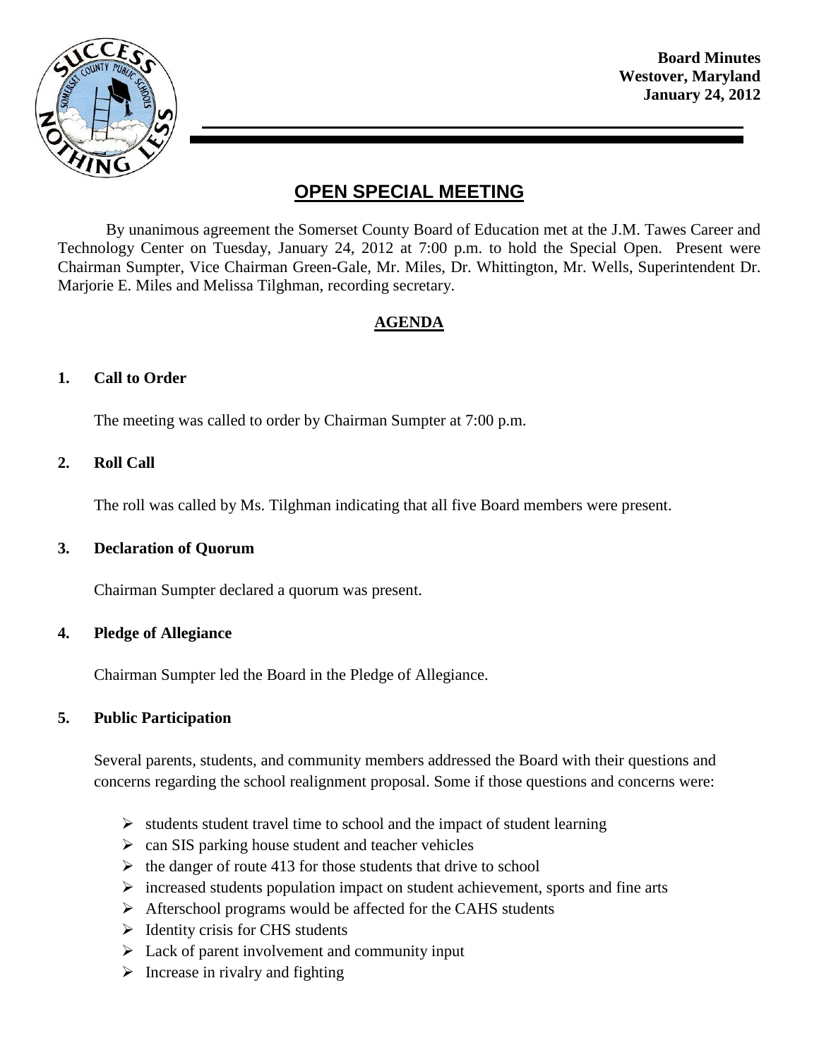**Board Minutes**
**Westover, Maryland**
**January 24, 2012**

# OPEN SPECIAL MEETING

By unanimous agreement the Somerset County Board of Education met at the J.M. Tawes Career and Technology Center on Tuesday, January 24, 2012 at 7:00 p.m. to hold the Special Open. Present were Chairman Sumpter, Vice Chairman Green-Gale, Mr. Miles, Dr. Whittington, Mr. Wells, Superintendent Dr. Marjorie E. Miles and Melissa Tilghman, recording secretary.

## AGENDA

### 1. Call to Order

The meeting was called to order by Chairman Sumpter at 7:00 p.m.

### 2. Roll Call

The roll was called by Ms. Tilghman indicating that all five Board members were present.

### 3. Declaration of Quorum

Chairman Sumpter declared a quorum was present.

### 4. Pledge of Allegiance

Chairman Sumpter led the Board in the Pledge of Allegiance.

### 5. Public Participation

Several parents, students, and community members addressed the Board with their questions and concerns regarding the school realignment proposal. Some if those questions and concerns were:

- students student travel time to school and the impact of student learning
- can SIS parking house student and teacher vehicles
- the danger of route 413 for those students that drive to school
- increased students population impact on student achievement, sports and fine arts
- Afterschool programs would be affected for the CAHS students
- Identity crisis for CHS students
- Lack of parent involvement and community input
- Increase in rivalry and fighting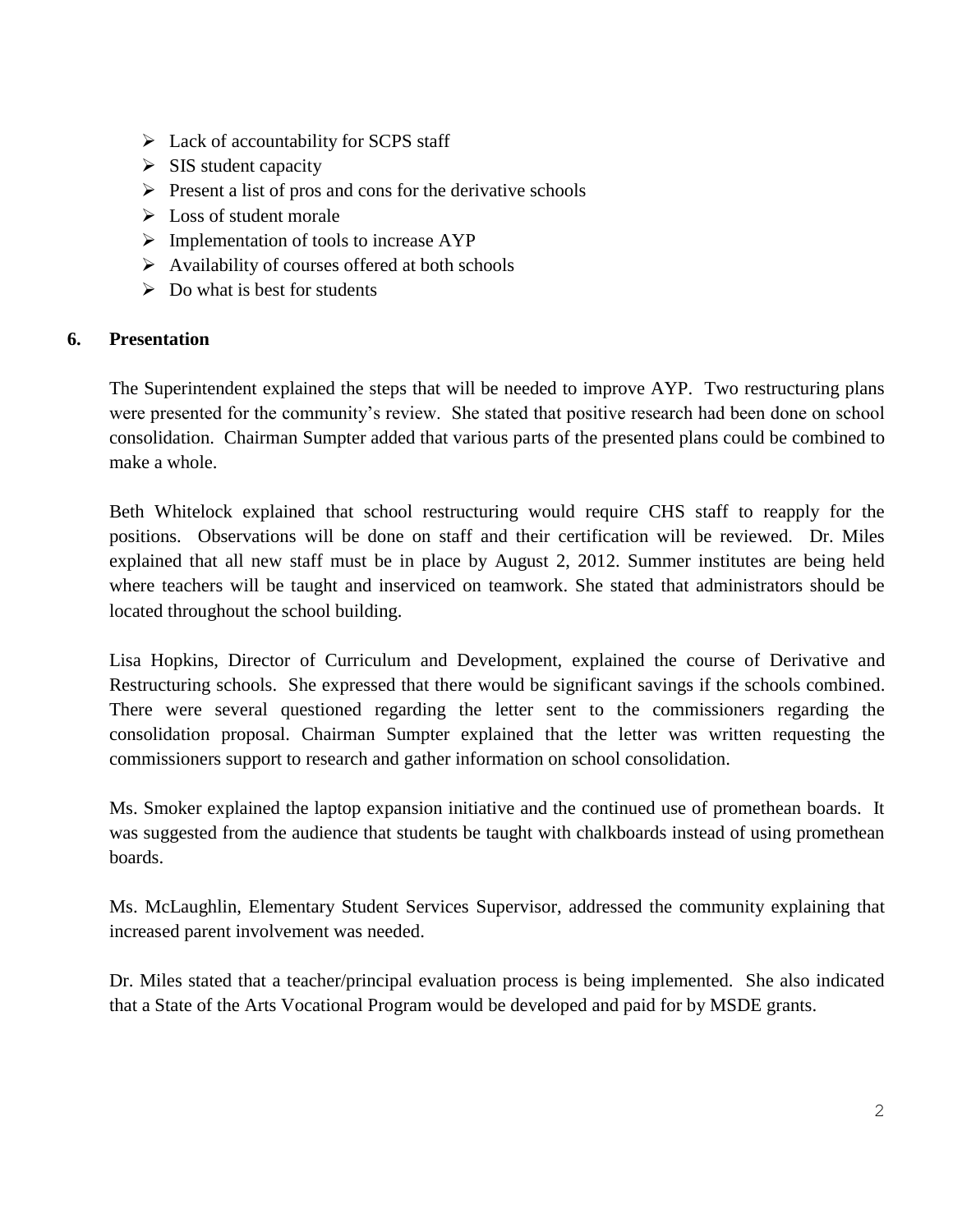- Lack of accountability for SCPS staff
- SIS student capacity
- Present a list of pros and cons for the derivative schools
- Loss of student morale
- Implementation of tools to increase AYP
- Availability of courses offered at both schools
- Do what is best for students

**6. Presentation**

The Superintendent explained the steps that will be needed to improve AYP. Two restructuring plans were presented for the community's review. She stated that positive research had been done on school consolidation. Chairman Sumpter added that various parts of the presented plans could be combined to make a whole.

Beth Whitelock explained that school restructuring would require CHS staff to reapply for the positions. Observations will be done on staff and their certification will be reviewed. Dr. Miles explained that all new staff must be in place by August 2, 2012. Summer institutes are being held where teachers will be taught and inserviced on teamwork. She stated that administrators should be located throughout the school building.

Lisa Hopkins, Director of Curriculum and Development, explained the course of Derivative and Restructuring schools. She expressed that there would be significant savings if the schools combined. There were several questioned regarding the letter sent to the commissioners regarding the consolidation proposal. Chairman Sumpter explained that the letter was written requesting the commissioners support to research and gather information on school consolidation.

Ms. Smoker explained the laptop expansion initiative and the continued use of promethean boards. It was suggested from the audience that students be taught with chalkboards instead of using promethean boards.

Ms. McLaughlin, Elementary Student Services Supervisor, addressed the community explaining that increased parent involvement was needed.

Dr. Miles stated that a teacher/principal evaluation process is being implemented. She also indicated that a State of the Arts Vocational Program would be developed and paid for by MSDE grants.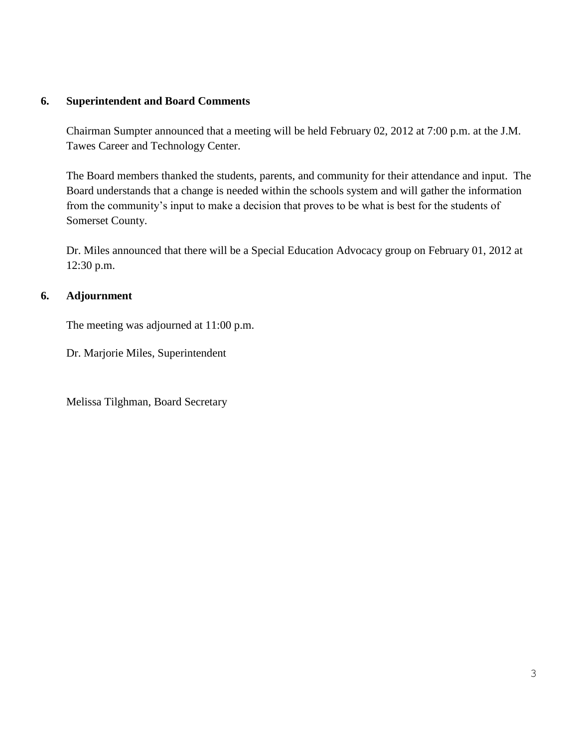**6. Superintendent and Board Comments**

Chairman Sumpter announced that a meeting will be held February 02, 2012 at 7:00 p.m. at the J.M. Tawes Career and Technology Center.

The Board members thanked the students, parents, and community for their attendance and input. The Board understands that a change is needed within the schools system and will gather the information from the community's input to make a decision that proves to be what is best for the students of Somerset County.

Dr. Miles announced that there will be a Special Education Advocacy group on February 01, 2012 at 12:30 p.m.

**6. Adjournment**

The meeting was adjourned at 11:00 p.m.

Dr. Marjorie Miles, Superintendent

Melissa Tilghman, Board Secretary